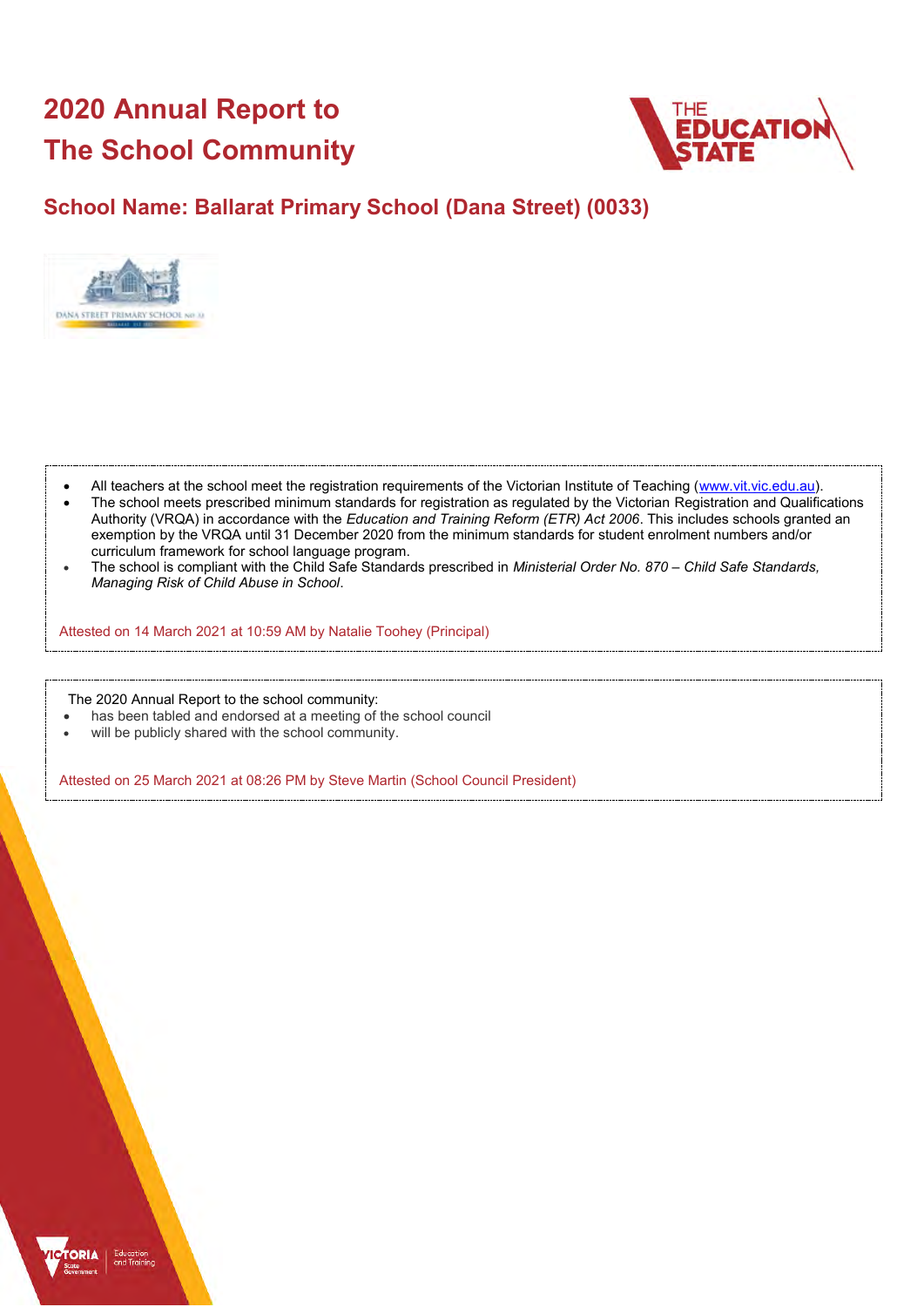# 2020 Annual Report to The School Community

## School Name: Ballarat Primary School (Dana Street) (0033)

- All teachers at the school meet the registration requirements of the Victorian Institute of Teaching (www.vit.vic.edu.au).
- The school meets prescribed minimum standards for registration as regulated by the Victorian Registration and Qualifications Authority (VRQA) in accordance with the *Education and Training Reform (ETR) Act 2006*. This includes schools granted an exemption by the VRQA until 31 December 2020 from the minimum standards for student enrolment numbers and/or curriculum framework for school language program.
- The school is compliant with the Child Safe Standards prescribed in *Ministerial Order No. 870 – Child Safe Standards, Managing Risk of Child Abuse in School*.

Attested on 14 March 2021 at 10:59 AM by Natalie Toohey (Principal)

The 2020 Annual Report to the school community:

- has been tabled and endorsed at a meeting of the school council
- will be publicly shared with the school community.

Attested on 25 March 2021 at 08:26 PM by Steve Martin (School Council President)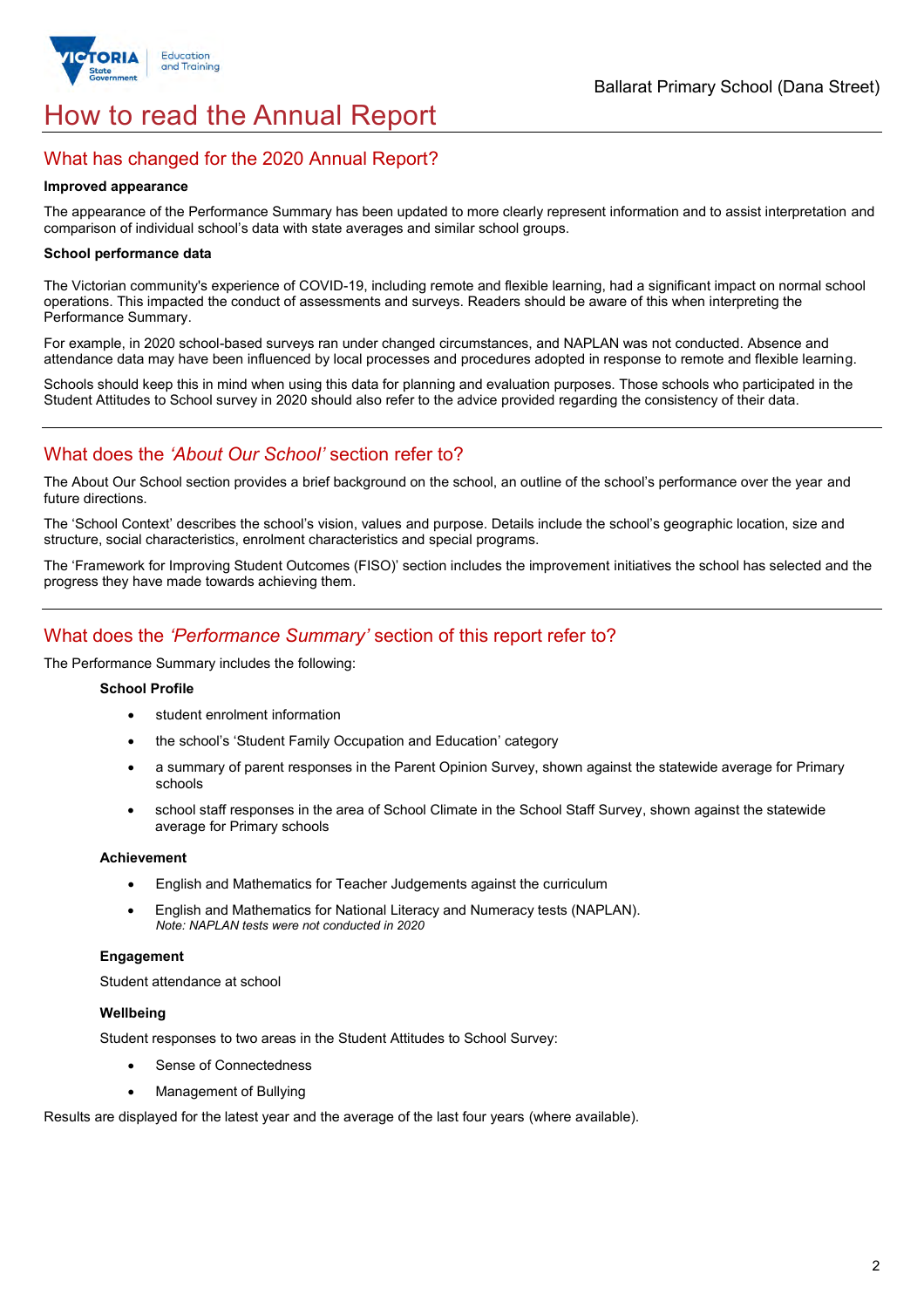# How to read the Annual Report

## What has changed for the 2020 Annual Report?

**Improved appearance**

The appearance of the Performance Summary has been updated to more clearly represent information and to assist interpretation and comparison of individual school's data with state averages and similar school groups.

**School performance data**

The Victorian community's experience of COVID-19, including remote and flexible learning, had a significant impact on normal school operations. This impacted the conduct of assessments and surveys. Readers should be aware of this when interpreting the Performance Summary.

For example, in 2020 school-based surveys ran under changed circumstances, and NAPLAN was not conducted. Absence and attendance data may have been influenced by local processes and procedures adopted in response to remote and flexible learning.

Schools should keep this in mind when using this data for planning and evaluation purposes. Those schools who participated in the Student Attitudes to School survey in 2020 should also refer to the advice provided regarding the consistency of their data.

## What does the *'About Our School'* section refer to?

The About Our School section provides a brief background on the school, an outline of the school's performance over the year and future directions.

The 'School Context' describes the school's vision, values and purpose. Details include the school's geographic location, size and structure, social characteristics, enrolment characteristics and special programs.

The 'Framework for Improving Student Outcomes (FISO)' section includes the improvement initiatives the school has selected and the progress they have made towards achieving them.

## What does the *'Performance Summary'* section of this report refer to?

The Performance Summary includes the following:

**School Profile**

- student enrolment information
- the school's 'Student Family Occupation and Education' category
- a summary of parent responses in the Parent Opinion Survey, shown against the statewide average for Primary schools
- school staff responses in the area of School Climate in the School Staff Survey, shown against the statewide average for Primary schools

**Achievement**

- English and Mathematics for Teacher Judgements against the curriculum
- English and Mathematics for National Literacy and Numeracy tests (NAPLAN).
  *Note: NAPLAN tests were not conducted in 2020*

**Engagement**

Student attendance at school

**Wellbeing**

Student responses to two areas in the Student Attitudes to School Survey:

- Sense of Connectedness
- Management of Bullying

Results are displayed for the latest year and the average of the last four years (where available).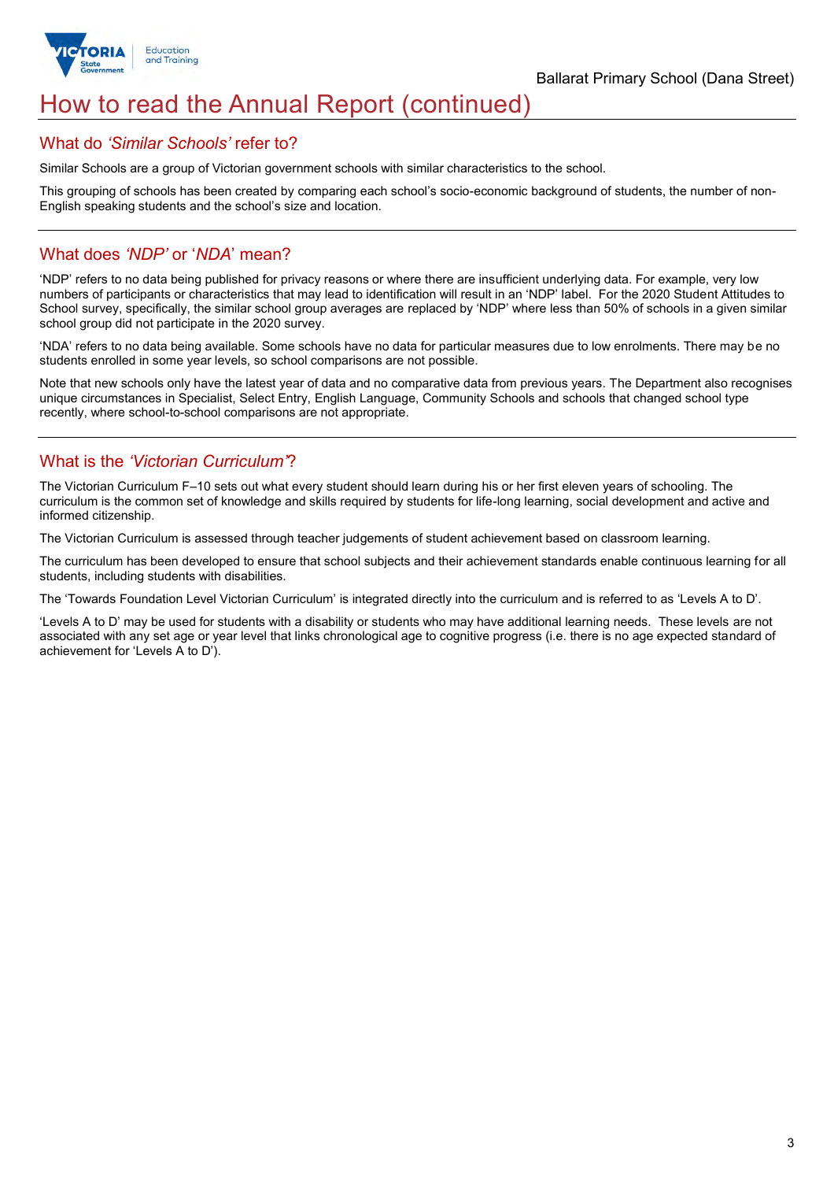# How to read the Annual Report (continued)

## What do *'Similar Schools'* refer to?

Similar Schools are a group of Victorian government schools with similar characteristics to the school.

This grouping of schools has been created by comparing each school's socio-economic background of students, the number of non-English speaking students and the school's size and location.

## What does *'NDP'* or '*NDA*' mean?

'NDP' refers to no data being published for privacy reasons or where there are insufficient underlying data. For example, very low numbers of participants or characteristics that may lead to identification will result in an 'NDP' label. For the 2020 Student Attitudes to School survey, specifically, the similar school group averages are replaced by 'NDP' where less than 50% of schools in a given similar school group did not participate in the 2020 survey.

'NDA' refers to no data being available. Some schools have no data for particular measures due to low enrolments. There may be no students enrolled in some year levels, so school comparisons are not possible.

Note that new schools only have the latest year of data and no comparative data from previous years. The Department also recognises unique circumstances in Specialist, Select Entry, English Language, Community Schools and schools that changed school type recently, where school-to-school comparisons are not appropriate.

## What is the *'Victorian Curriculum'*?

The Victorian Curriculum F–10 sets out what every student should learn during his or her first eleven years of schooling. The curriculum is the common set of knowledge and skills required by students for life-long learning, social development and active and informed citizenship.

The Victorian Curriculum is assessed through teacher judgements of student achievement based on classroom learning.

The curriculum has been developed to ensure that school subjects and their achievement standards enable continuous learning for all students, including students with disabilities.

The 'Towards Foundation Level Victorian Curriculum' is integrated directly into the curriculum and is referred to as 'Levels A to D'.

'Levels A to D' may be used for students with a disability or students who may have additional learning needs. These levels are not associated with any set age or year level that links chronological age to cognitive progress (i.e. there is no age expected standard of achievement for 'Levels A to D').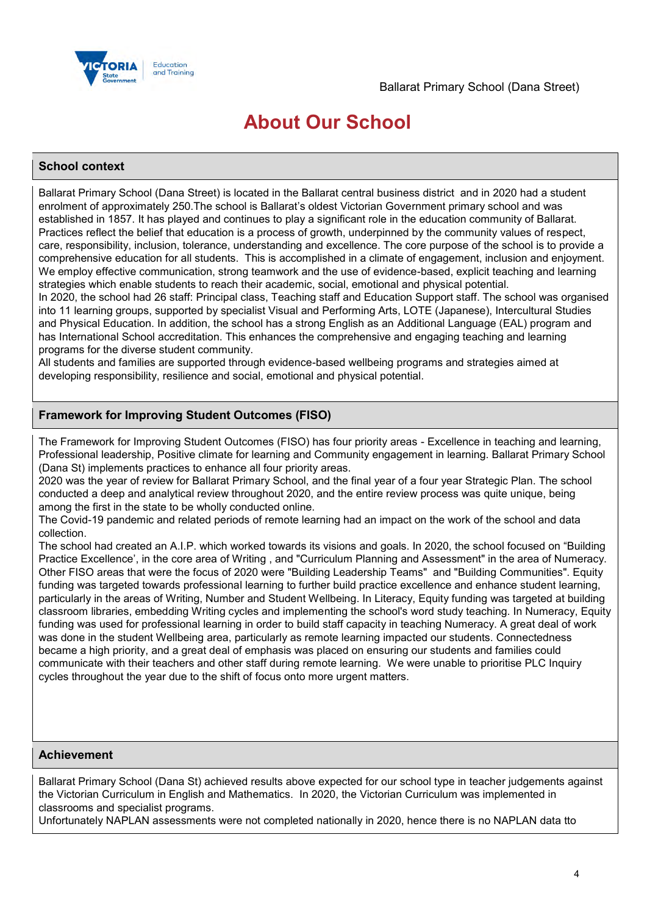# About Our School

## School context

Ballarat Primary School (Dana Street) is located in the Ballarat central business district and in 2020 had a student enrolment of approximately 250.The school is Ballarat's oldest Victorian Government primary school and was established in 1857. It has played and continues to play a significant role in the education community of Ballarat. Practices reflect the belief that education is a process of growth, underpinned by the community values of respect, care, responsibility, inclusion, tolerance, understanding and excellence. The core purpose of the school is to provide a comprehensive education for all students. This is accomplished in a climate of engagement, inclusion and enjoyment. We employ effective communication, strong teamwork and the use of evidence-based, explicit teaching and learning strategies which enable students to reach their academic, social, emotional and physical potential.
In 2020, the school had 26 staff: Principal class, Teaching staff and Education Support staff. The school was organised into 11 learning groups, supported by specialist Visual and Performing Arts, LOTE (Japanese), Intercultural Studies and Physical Education. In addition, the school has a strong English as an Additional Language (EAL) program and has International School accreditation. This enhances the comprehensive and engaging teaching and learning programs for the diverse student community.
All students and families are supported through evidence-based wellbeing programs and strategies aimed at developing responsibility, resilience and social, emotional and physical potential.

## Framework for Improving Student Outcomes (FISO)

The Framework for Improving Student Outcomes (FISO) has four priority areas - Excellence in teaching and learning, Professional leadership, Positive climate for learning and Community engagement in learning. Ballarat Primary School (Dana St) implements practices to enhance all four priority areas.
2020 was the year of review for Ballarat Primary School, and the final year of a four year Strategic Plan. The school conducted a deep and analytical review throughout 2020, and the entire review process was quite unique, being among the first in the state to be wholly conducted online.
The Covid-19 pandemic and related periods of remote learning had an impact on the work of the school and data collection.
The school had created an A.I.P. which worked towards its visions and goals. In 2020, the school focused on "Building Practice Excellence', in the core area of Writing , and "Curriculum Planning and Assessment" in the area of Numeracy. Other FISO areas that were the focus of 2020 were "Building Leadership Teams" and "Building Communities". Equity funding was targeted towards professional learning to further build practice excellence and enhance student learning, particularly in the areas of Writing, Number and Student Wellbeing. In Literacy, Equity funding was targeted at building classroom libraries, embedding Writing cycles and implementing the school's word study teaching. In Numeracy, Equity funding was used for professional learning in order to build staff capacity in teaching Numeracy. A great deal of work was done in the student Wellbeing area, particularly as remote learning impacted our students. Connectedness became a high priority, and a great deal of emphasis was placed on ensuring our students and families could communicate with their teachers and other staff during remote learning. We were unable to prioritise PLC Inquiry cycles throughout the year due to the shift of focus onto more urgent matters.

## Achievement

Ballarat Primary School (Dana St) achieved results above expected for our school type in teacher judgements against the Victorian Curriculum in English and Mathematics. In 2020, the Victorian Curriculum was implemented in classrooms and specialist programs.
Unfortunately NAPLAN assessments were not completed nationally in 2020, hence there is no NAPLAN data tto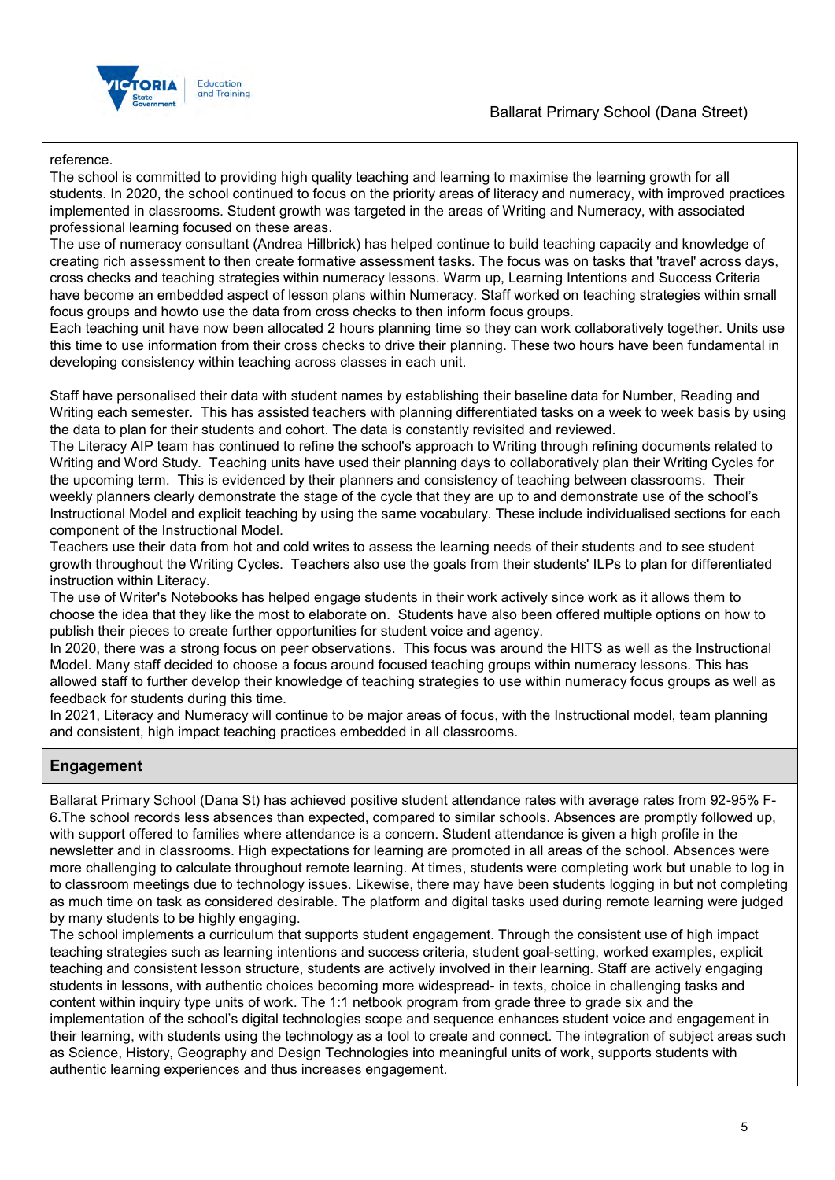reference.

The school is committed to providing high quality teaching and learning to maximise the learning growth for all students. In 2020, the school continued to focus on the priority areas of literacy and numeracy, with improved practices implemented in classrooms. Student growth was targeted in the areas of Writing and Numeracy, with associated professional learning focused on these areas.

The use of numeracy consultant (Andrea Hillbrick) has helped continue to build teaching capacity and knowledge of creating rich assessment to then create formative assessment tasks. The focus was on tasks that 'travel' across days, cross checks and teaching strategies within numeracy lessons. Warm up, Learning Intentions and Success Criteria have become an embedded aspect of lesson plans within Numeracy. Staff worked on teaching strategies within small focus groups and howto use the data from cross checks to then inform focus groups.

Each teaching unit have now been allocated 2 hours planning time so they can work collaboratively together. Units use this time to use information from their cross checks to drive their planning. These two hours have been fundamental in developing consistency within teaching across classes in each unit.

Staff have personalised their data with student names by establishing their baseline data for Number, Reading and Writing each semester. This has assisted teachers with planning differentiated tasks on a week to week basis by using the data to plan for their students and cohort. The data is constantly revisited and reviewed.

The Literacy AIP team has continued to refine the school's approach to Writing through refining documents related to Writing and Word Study. Teaching units have used their planning days to collaboratively plan their Writing Cycles for the upcoming term. This is evidenced by their planners and consistency of teaching between classrooms. Their weekly planners clearly demonstrate the stage of the cycle that they are up to and demonstrate use of the school's Instructional Model and explicit teaching by using the same vocabulary. These include individualised sections for each component of the Instructional Model.

Teachers use their data from hot and cold writes to assess the learning needs of their students and to see student growth throughout the Writing Cycles. Teachers also use the goals from their students' ILPs to plan for differentiated instruction within Literacy.

The use of Writer's Notebooks has helped engage students in their work actively since work as it allows them to choose the idea that they like the most to elaborate on. Students have also been offered multiple options on how to publish their pieces to create further opportunities for student voice and agency.

In 2020, there was a strong focus on peer observations. This focus was around the HITS as well as the Instructional Model. Many staff decided to choose a focus around focused teaching groups within numeracy lessons. This has allowed staff to further develop their knowledge of teaching strategies to use within numeracy focus groups as well as feedback for students during this time.

In 2021, Literacy and Numeracy will continue to be major areas of focus, with the Instructional model, team planning and consistent, high impact teaching practices embedded in all classrooms.

## Engagement

Ballarat Primary School (Dana St) has achieved positive student attendance rates with average rates from 92-95% F-6.The school records less absences than expected, compared to similar schools. Absences are promptly followed up, with support offered to families where attendance is a concern. Student attendance is given a high profile in the newsletter and in classrooms. High expectations for learning are promoted in all areas of the school. Absences were more challenging to calculate throughout remote learning. At times, students were completing work but unable to log in to classroom meetings due to technology issues. Likewise, there may have been students logging in but not completing as much time on task as considered desirable. The platform and digital tasks used during remote learning were judged by many students to be highly engaging.

The school implements a curriculum that supports student engagement. Through the consistent use of high impact teaching strategies such as learning intentions and success criteria, student goal-setting, worked examples, explicit teaching and consistent lesson structure, students are actively involved in their learning. Staff are actively engaging students in lessons, with authentic choices becoming more widespread- in texts, choice in challenging tasks and content within inquiry type units of work. The 1:1 netbook program from grade three to grade six and the implementation of the school's digital technologies scope and sequence enhances student voice and engagement in their learning, with students using the technology as a tool to create and connect. The integration of subject areas such as Science, History, Geography and Design Technologies into meaningful units of work, supports students with authentic learning experiences and thus increases engagement.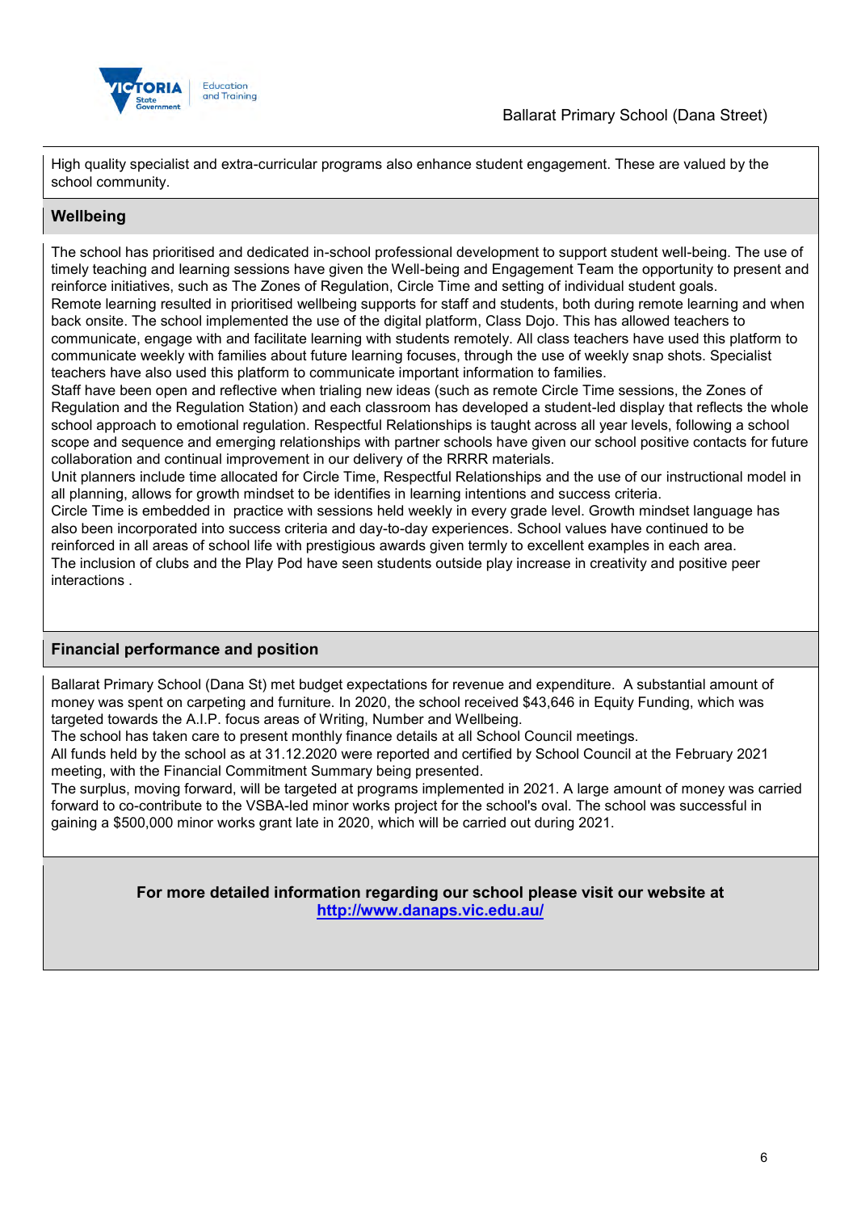High quality specialist and extra-curricular programs also enhance student engagement. These are valued by the school community.

## Wellbeing

The school has prioritised and dedicated in-school professional development to support student well-being. The use of timely teaching and learning sessions have given the Well-being and Engagement Team the opportunity to present and reinforce initiatives, such as The Zones of Regulation, Circle Time and setting of individual student goals.
Remote learning resulted in prioritised wellbeing supports for staff and students, both during remote learning and when back onsite. The school implemented the use of the digital platform, Class Dojo. This has allowed teachers to communicate, engage with and facilitate learning with students remotely. All class teachers have used this platform to communicate weekly with families about future learning focuses, through the use of weekly snap shots. Specialist teachers have also used this platform to communicate important information to families.
Staff have been open and reflective when trialing new ideas (such as remote Circle Time sessions, the Zones of Regulation and the Regulation Station) and each classroom has developed a student-led display that reflects the whole school approach to emotional regulation. Respectful Relationships is taught across all year levels, following a school scope and sequence and emerging relationships with partner schools have given our school positive contacts for future collaboration and continual improvement in our delivery of the RRRR materials.
Unit planners include time allocated for Circle Time, Respectful Relationships and the use of our instructional model in all planning, allows for growth mindset to be identifies in learning intentions and success criteria.
Circle Time is embedded in practice with sessions held weekly in every grade level. Growth mindset language has also been incorporated into success criteria and day-to-day experiences. School values have continued to be reinforced in all areas of school life with prestigious awards given termly to excellent examples in each area.
The inclusion of clubs and the Play Pod have seen students outside play increase in creativity and positive peer interactions .

## Financial performance and position

Ballarat Primary School (Dana St) met budget expectations for revenue and expenditure. A substantial amount of money was spent on carpeting and furniture. In 2020, the school received $43,646 in Equity Funding, which was targeted towards the A.I.P. focus areas of Writing, Number and Wellbeing.
The school has taken care to present monthly finance details at all School Council meetings.
All funds held by the school as at 31.12.2020 were reported and certified by School Council at the February 2021 meeting, with the Financial Commitment Summary being presented.
The surplus, moving forward, will be targeted at programs implemented in 2021. A large amount of money was carried forward to co-contribute to the VSBA-led minor works project for the school's oval. The school was successful in gaining a $500,000 minor works grant late in 2020, which will be carried out during 2021.

**For more detailed information regarding our school please visit our website at**
**[http://www.danaps.vic.edu.au/](http://www.danaps.vic.edu.au/)**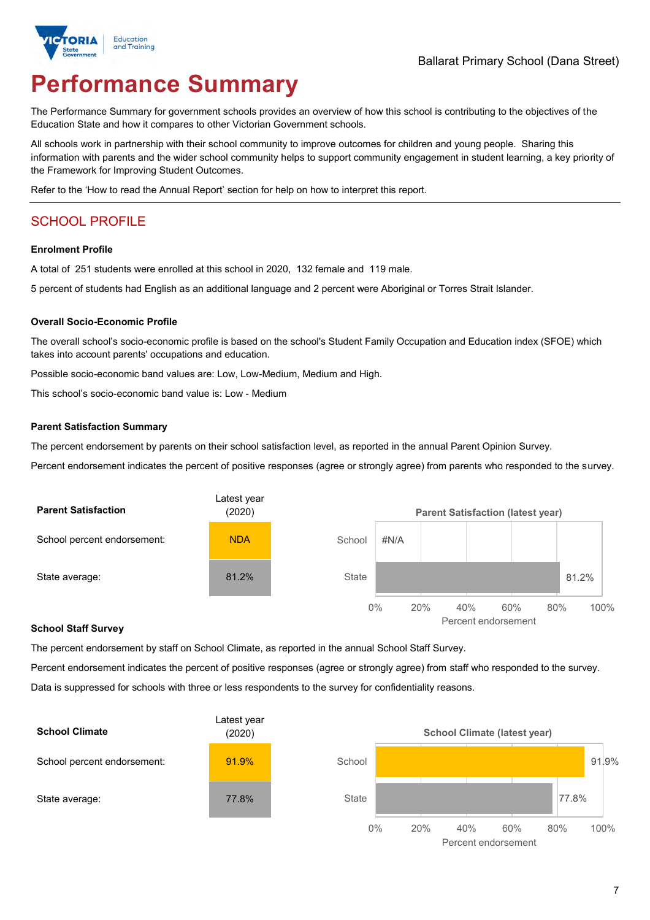# Performance Summary

The Performance Summary for government schools provides an overview of how this school is contributing to the objectives of the Education State and how it compares to other Victorian Government schools.

All schools work in partnership with their school community to improve outcomes for children and young people. Sharing this information with parents and the wider school community helps to support community engagement in student learning, a key priority of the Framework for Improving Student Outcomes.

Refer to the 'How to read the Annual Report' section for help on how to interpret this report.

## SCHOOL PROFILE

### Enrolment Profile

A total of 251 students were enrolled at this school in 2020, 132 female and 119 male.

5 percent of students had English as an additional language and 2 percent were Aboriginal or Torres Strait Islander.

### Overall Socio-Economic Profile

The overall school's socio-economic profile is based on the school's Student Family Occupation and Education index (SFOE) which takes into account parents' occupations and education.

Possible socio-economic band values are: Low, Low-Medium, Medium and High.

This school's socio-economic band value is: Low - Medium

### Parent Satisfaction Summary

The percent endorsement by parents on their school satisfaction level, as reported in the annual Parent Opinion Survey.

Percent endorsement indicates the percent of positive responses (agree or strongly agree) from parents who responded to the survey.

| Parent Satisfaction | Latest year (2020) |
|---|---|
| School percent endorsement: | NDA |
| State average: | 81.2% |

Parent Satisfaction (latest year)

| | Percent endorsement |
|---|---|
| School | #N/A |
| State | 81.2% |

### School Staff Survey

The percent endorsement by staff on School Climate, as reported in the annual School Staff Survey.

Percent endorsement indicates the percent of positive responses (agree or strongly agree) from staff who responded to the survey.

Data is suppressed for schools with three or less respondents to the survey for confidentiality reasons.

| School Climate | Latest year (2020) |
|---|---|
| School percent endorsement: | 91.9% |
| State average: | 77.8% |

School Climate (latest year)

| | Percent endorsement |
|---|---|
| School | 91.9% |
| State | 77.8% |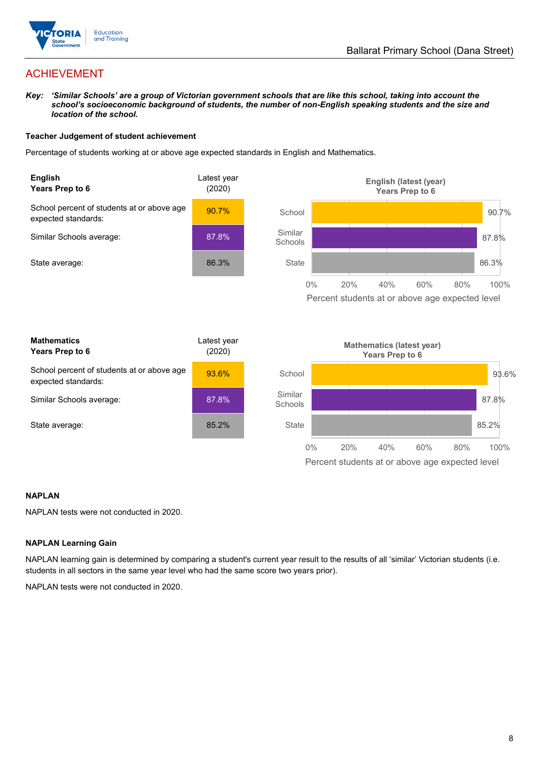# ACHIEVEMENT

***Key:*** ***'Similar Schools' are a group of Victorian government schools that are like this school, taking into account the school's socioeconomic background of students, the number of non-English speaking students and the size and location of the school.***

### Teacher Judgement of student achievement

Percentage of students working at or above age expected standards in English and Mathematics.

| **English**<br>**Years Prep to 6** | Latest year (2020) |
|---|---|
| School percent of students at or above age expected standards: | 90.7% |
| Similar Schools average: | 87.8% |
| State average: | 86.3% |

**English (latest (year) Years Prep to 6**

| | Percent students at or above age expected level |
|---|---|
| School | 90.7% |
| Similar Schools | 87.8% |
| State | 86.3% |

| **Mathematics**<br>**Years Prep to 6** | Latest year (2020) |
|---|---|
| School percent of students at or above age expected standards: | 93.6% |
| Similar Schools average: | 87.8% |
| State average: | 85.2% |

**Mathematics (latest year) Years Prep to 6**

| | Percent students at or above age expected level |
|---|---|
| School | 93.6% |
| Similar Schools | 87.8% |
| State | 85.2% |

### NAPLAN

NAPLAN tests were not conducted in 2020.

### NAPLAN Learning Gain

NAPLAN learning gain is determined by comparing a student's current year result to the results of all 'similar' Victorian students (i.e. students in all sectors in the same year level who had the same score two years prior).

NAPLAN tests were not conducted in 2020.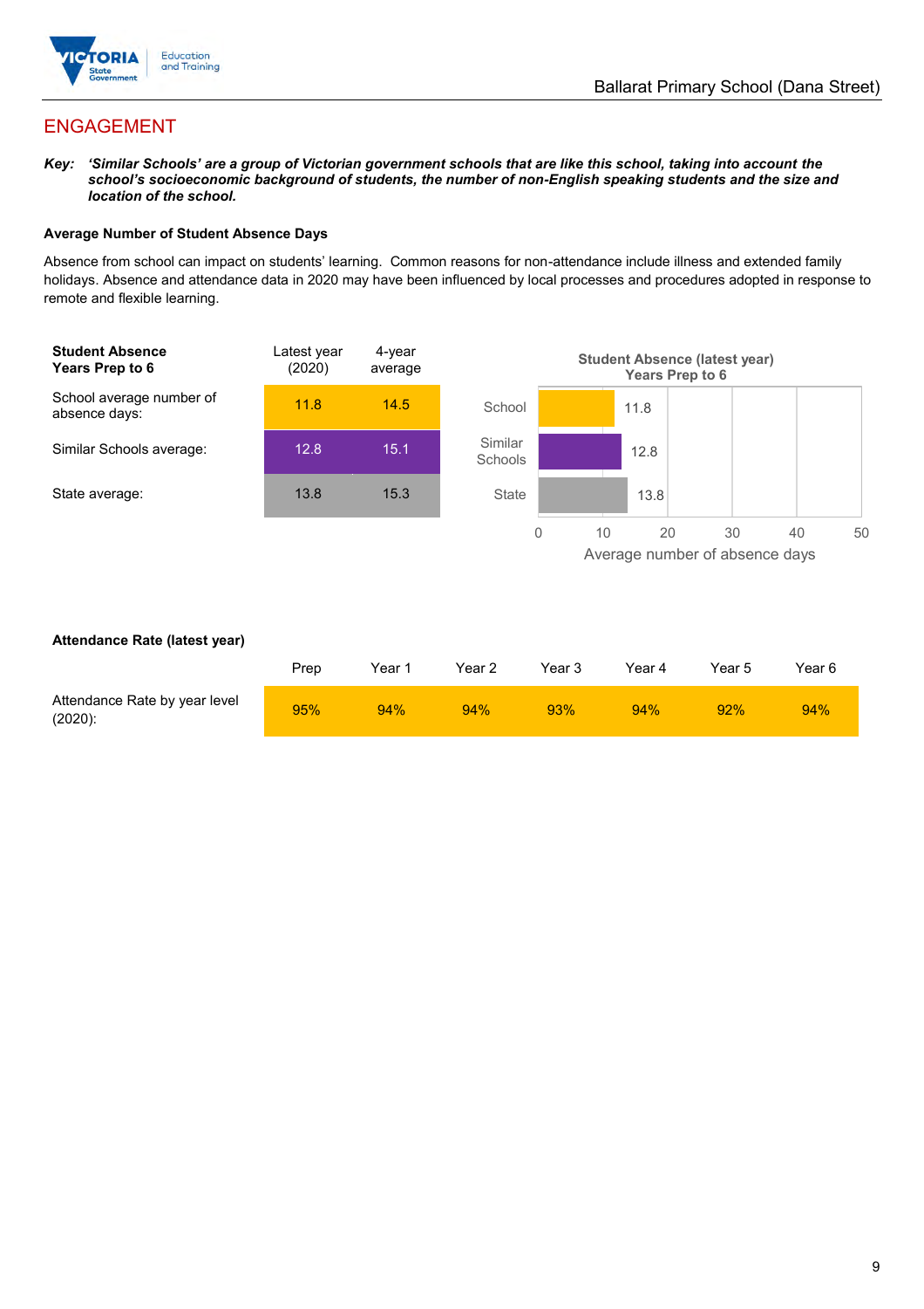## ENGAGEMENT

***Key:** 'Similar Schools' are a group of Victorian government schools that are like this school, taking into account the school's socioeconomic background of students, the number of non-English speaking students and the size and location of the school.*

### Average Number of Student Absence Days

Absence from school can impact on students' learning. Common reasons for non-attendance include illness and extended family holidays. Absence and attendance data in 2020 may have been influenced by local processes and procedures adopted in response to remote and flexible learning.

| **Student Absence Years Prep to 6** | Latest year (2020) | 4-year average |
|---|---|---|
| School average number of absence days: | 11.8 | 14.5 |
| Similar Schools average: | 12.8 | 15.1 |
| State average: | 13.8 | 15.3 |

**Student Absence (latest year) Years Prep to 6**

| | Average number of absence days |
|---|---|
| School | 11.8 |
| Similar Schools | 12.8 |
| State | 13.8 |

### Attendance Rate (latest year)

| | Prep | Year 1 | Year 2 | Year 3 | Year 4 | Year 5 | Year 6 |
|---|---|---|---|---|---|---|---|
| Attendance Rate by year level (2020): | 95% | 94% | 94% | 93% | 94% | 92% | 94% |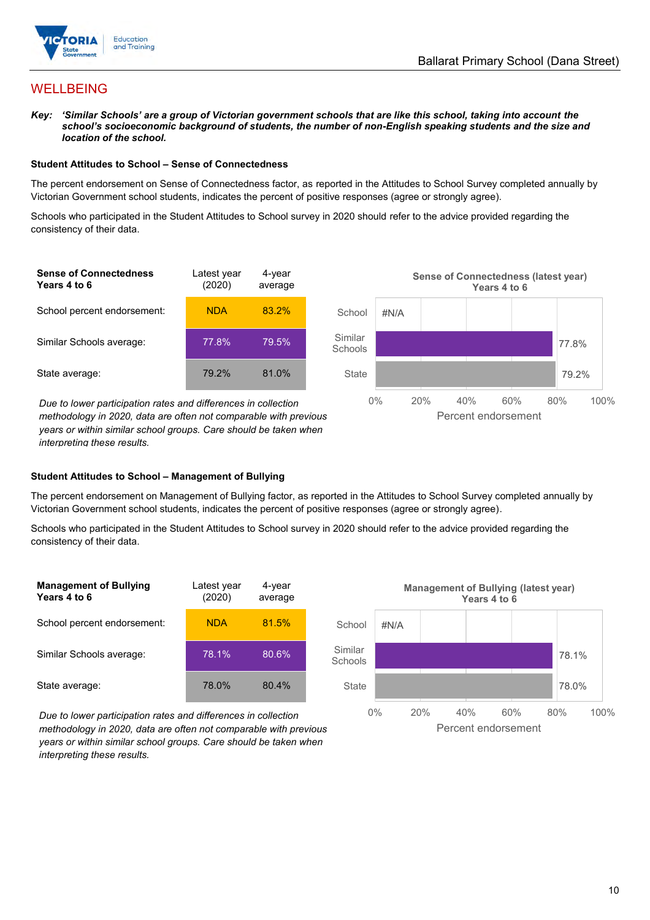# WELLBEING

***Key:*** ***'Similar Schools' are a group of Victorian government schools that are like this school, taking into account the school's socioeconomic background of students, the number of non-English speaking students and the size and location of the school.***

### Student Attitudes to School – Sense of Connectedness

The percent endorsement on Sense of Connectedness factor, as reported in the Attitudes to School Survey completed annually by Victorian Government school students, indicates the percent of positive responses (agree or strongly agree).

Schools who participated in the Student Attitudes to School survey in 2020 should refer to the advice provided regarding the consistency of their data.

| **Sense of Connectedness Years 4 to 6** | Latest year (2020) | 4-year average |
|---|---|---|
| School percent endorsement: | NDA | 83.2% |
| Similar Schools average: | 77.8% | 79.5% |
| State average: | 79.2% | 81.0% |

*Due to lower participation rates and differences in collection methodology in 2020, data are often not comparable with previous years or within similar school groups. Care should be taken when interpreting these results.*

**Sense of Connectedness (latest year) Years 4 to 6**

| | Percent endorsement |
|---|---|
| School | #N/A |
| Similar Schools | 77.8% |
| State | 79.2% |

### Student Attitudes to School – Management of Bullying

The percent endorsement on Management of Bullying factor, as reported in the Attitudes to School Survey completed annually by Victorian Government school students, indicates the percent of positive responses (agree or strongly agree).

Schools who participated in the Student Attitudes to School survey in 2020 should refer to the advice provided regarding the consistency of their data.

| **Management of Bullying Years 4 to 6** | Latest year (2020) | 4-year average |
|---|---|---|
| School percent endorsement: | NDA | 81.5% |
| Similar Schools average: | 78.1% | 80.6% |
| State average: | 78.0% | 80.4% |

*Due to lower participation rates and differences in collection methodology in 2020, data are often not comparable with previous years or within similar school groups. Care should be taken when interpreting these results.*

**Management of Bullying (latest year) Years 4 to 6**

| | Percent endorsement |
|---|---|
| School | #N/A |
| Similar Schools | 78.1% |
| State | 78.0% |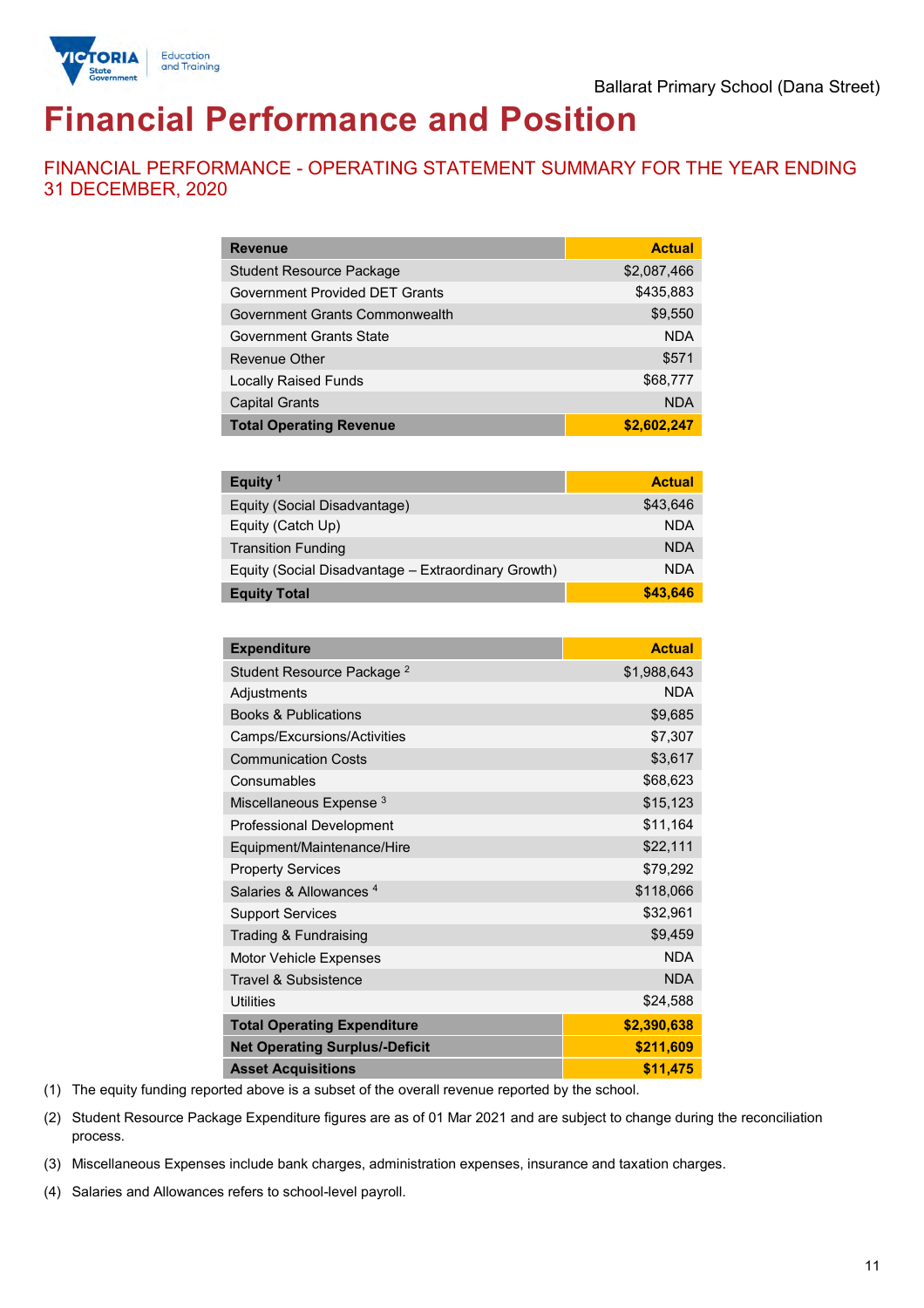Ballarat Primary School (Dana Street)

# Financial Performance and Position

## FINANCIAL PERFORMANCE - OPERATING STATEMENT SUMMARY FOR THE YEAR ENDING 31 DECEMBER, 2020

| Revenue | Actual |
|---|---|
| Student Resource Package | $2,087,466 |
| Government Provided DET Grants | $435,883 |
| Government Grants Commonwealth | $9,550 |
| Government Grants State | NDA |
| Revenue Other | $571 |
| Locally Raised Funds | $68,777 |
| Capital Grants | NDA |
| **Total Operating Revenue** | **$2,602,247** |

| Equity [1] | Actual |
|---|---|
| Equity (Social Disadvantage) | $43,646 |
| Equity (Catch Up) | NDA |
| Transition Funding | NDA |
| Equity (Social Disadvantage – Extraordinary Growth) | NDA |
| **Equity Total** | **$43,646** |

| Expenditure | Actual |
|---|---|
| Student Resource Package [2] | $1,988,643 |
| Adjustments | NDA |
| Books & Publications | $9,685 |
| Camps/Excursions/Activities | $7,307 |
| Communication Costs | $3,617 |
| Consumables | $68,623 |
| Miscellaneous Expense [3] | $15,123 |
| Professional Development | $11,164 |
| Equipment/Maintenance/Hire | $22,111 |
| Property Services | $79,292 |
| Salaries & Allowances [4] | $118,066 |
| Support Services | $32,961 |
| Trading & Fundraising | $9,459 |
| Motor Vehicle Expenses | NDA |
| Travel & Subsistence | NDA |
| Utilities | $24,588 |
| **Total Operating Expenditure** | **$2,390,638** |
| **Net Operating Surplus/-Deficit** | **$211,609** |
| **Asset Acquisitions** | **$11,475** |

(1) The equity funding reported above is a subset of the overall revenue reported by the school.

(2) Student Resource Package Expenditure figures are as of 01 Mar 2021 and are subject to change during the reconciliation process.

(3) Miscellaneous Expenses include bank charges, administration expenses, insurance and taxation charges.

(4) Salaries and Allowances refers to school-level payroll.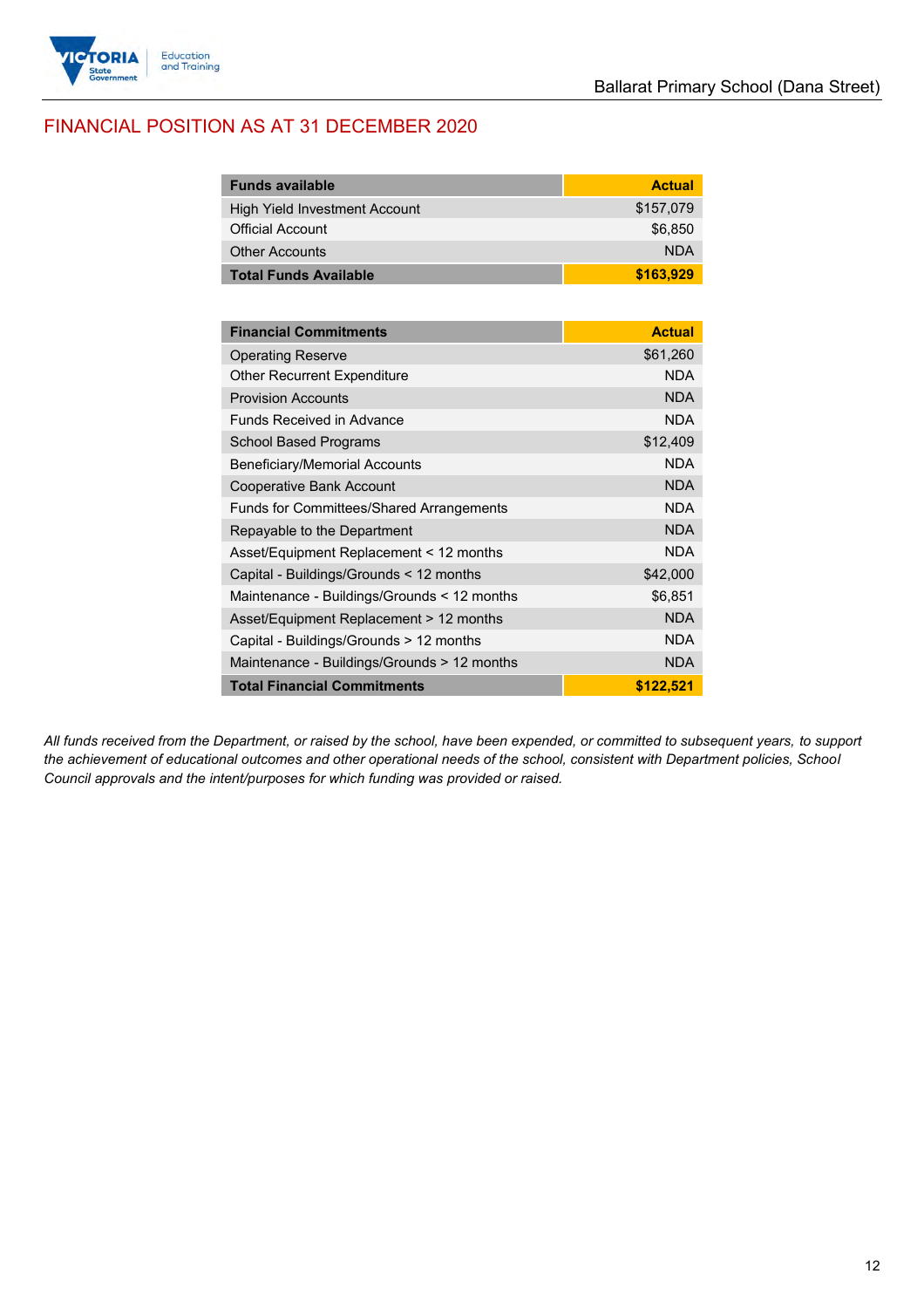# FINANCIAL POSITION AS AT 31 DECEMBER 2020

| Funds available | Actual |
| --- | --- |
| High Yield Investment Account | $157,079 |
| Official Account | $6,850 |
| Other Accounts | NDA |
| **Total Funds Available** | **$163,929** |

| Financial Commitments | Actual |
| --- | --- |
| Operating Reserve | $61,260 |
| Other Recurrent Expenditure | NDA |
| Provision Accounts | NDA |
| Funds Received in Advance | NDA |
| School Based Programs | $12,409 |
| Beneficiary/Memorial Accounts | NDA |
| Cooperative Bank Account | NDA |
| Funds for Committees/Shared Arrangements | NDA |
| Repayable to the Department | NDA |
| Asset/Equipment Replacement < 12 months | NDA |
| Capital - Buildings/Grounds < 12 months | $42,000 |
| Maintenance - Buildings/Grounds < 12 months | $6,851 |
| Asset/Equipment Replacement > 12 months | NDA |
| Capital - Buildings/Grounds > 12 months | NDA |
| Maintenance - Buildings/Grounds > 12 months | NDA |
| **Total Financial Commitments** | **$122,521** |

*All funds received from the Department, or raised by the school, have been expended, or committed to subsequent years, to support the achievement of educational outcomes and other operational needs of the school, consistent with Department policies, School Council approvals and the intent/purposes for which funding was provided or raised.*